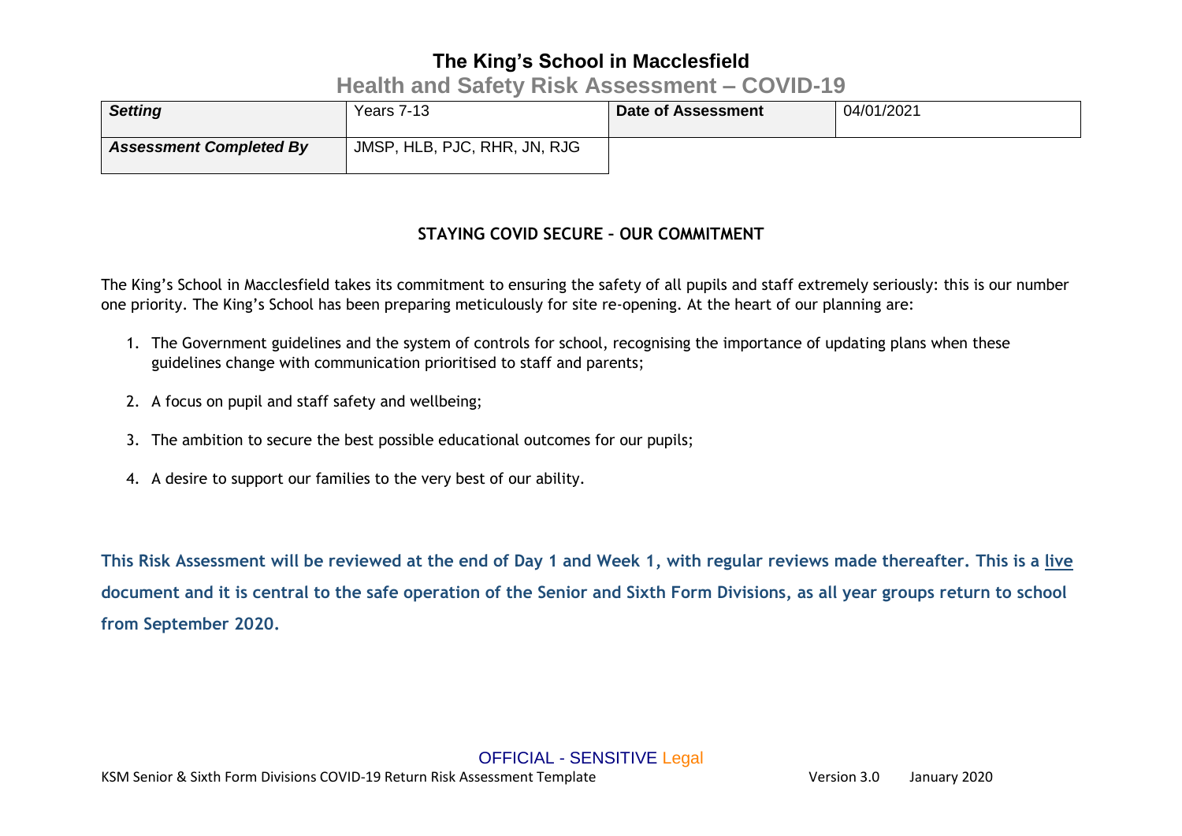# The King's School in Macclesfield

## Health and Safety Risk Assessment – COVID-19

| *Setting* | Years 7-13 | **Date of Assessment** | 04/01/2021 |
|---|---|---|---|
| ***Assessment Completed By*** | JMSP, HLB, PJC, RHR, JN, RJG | | |

### STAYING COVID SECURE – OUR COMMITMENT

The King's School in Macclesfield takes its commitment to ensuring the safety of all pupils and staff extremely seriously: this is our number one priority. The King's School has been preparing meticulously for site re-opening. At the heart of our planning are:

1. The Government guidelines and the system of controls for school, recognising the importance of updating plans when these guidelines change with communication prioritised to staff and parents;
2. A focus on pupil and staff safety and wellbeing;
3. The ambition to secure the best possible educational outcomes for our pupils;
4. A desire to support our families to the very best of our ability.

**This Risk Assessment will be reviewed at the end of Day 1 and Week 1, with regular reviews made thereafter. This is a live document and it is central to the safe operation of the Senior and Sixth Form Divisions, as all year groups return to school from September 2020.**

OFFICIAL - SENSITIVE Legal

KSM Senior & Sixth Form Divisions COVID-19 Return Risk Assessment Template Version 3.0 January 2020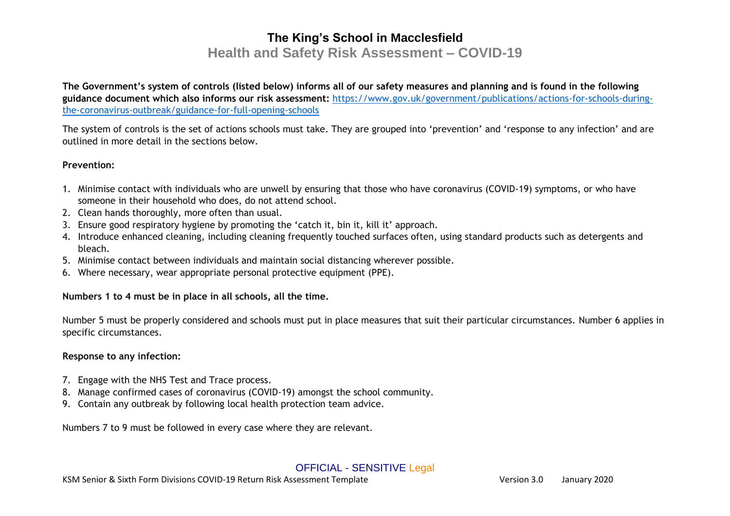# The King's School in Macclesfield

## Health and Safety Risk Assessment – COVID-19

**The Government's system of controls (listed below) informs all of our safety measures and planning and is found in the following guidance document which also informs our risk assessment:** [https://www.gov.uk/government/publications/actions-for-schools-during-the-coronavirus-outbreak/guidance-for-full-opening-schools](https://www.gov.uk/government/publications/actions-for-schools-during-the-coronavirus-outbreak/guidance-for-full-opening-schools)

The system of controls is the set of actions schools must take. They are grouped into 'prevention' and 'response to any infection' and are outlined in more detail in the sections below.

**Prevention:**

1. Minimise contact with individuals who are unwell by ensuring that those who have coronavirus (COVID-19) symptoms, or who have someone in their household who does, do not attend school.
2. Clean hands thoroughly, more often than usual.
3. Ensure good respiratory hygiene by promoting the 'catch it, bin it, kill it' approach.
4. Introduce enhanced cleaning, including cleaning frequently touched surfaces often, using standard products such as detergents and bleach.
5. Minimise contact between individuals and maintain social distancing wherever possible.
6. Where necessary, wear appropriate personal protective equipment (PPE).

**Numbers 1 to 4 must be in place in all schools, all the time.**

Number 5 must be properly considered and schools must put in place measures that suit their particular circumstances. Number 6 applies in specific circumstances.

**Response to any infection:**

7. Engage with the NHS Test and Trace process.
8. Manage confirmed cases of coronavirus (COVID-19) amongst the school community.
9. Contain any outbreak by following local health protection team advice.

Numbers 7 to 9 must be followed in every case where they are relevant.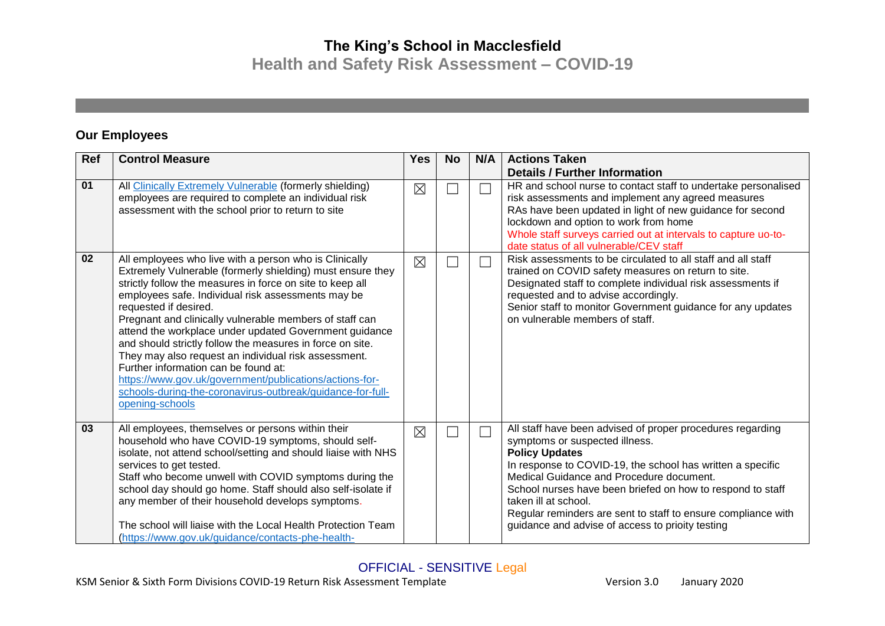# The King's School in Macclesfield

## Health and Safety Risk Assessment – COVID-19

### Our Employees

| Ref | Control Measure | Yes | No | N/A | Actions Taken<br>Details / Further Information |
|---|---|---|---|---|---|
| 01 | All Clinically Extremely Vulnerable (formerly shielding) employees are required to complete an individual risk assessment with the school prior to return to site | ☒ | ☐ | ☐ | HR and school nurse to contact staff to undertake personalised risk assessments and implement any agreed measures<br>RAs have been updated in light of new guidance for second lockdown and option to work from home<br>Whole staff surveys carried out at intervals to capture uo-to-date status of all vulnerable/CEV staff |
| 02 | All employees who live with a person who is Clinically Extremely Vulnerable (formerly shielding) must ensure they strictly follow the measures in force on site to keep all employees safe. Individual risk assessments may be requested if desired.<br>Pregnant and clinically vulnerable members of staff can attend the workplace under updated Government guidance and should strictly follow the measures in force on site. They may also request an individual risk assessment.<br>Further information can be found at:<br>https://www.gov.uk/government/publications/actions-for-schools-during-the-coronavirus-outbreak/guidance-for-full-opening-schools | ☒ | ☐ | ☐ | Risk assessments to be circulated to all staff and all staff trained on COVID safety measures on return to site.<br>Designated staff to complete individual risk assessments if requested and to advise accordingly.<br>Senior staff to monitor Government guidance for any updates on vulnerable members of staff. |
| 03 | All employees, themselves or persons within their household who have COVID-19 symptoms, should self-isolate, not attend school/setting and should liaise with NHS services to get tested.<br>Staff who become unwell with COVID symptoms during the school day should go home. Staff should also self-isolate if any member of their household develops symptoms.<br><br>The school will liaise with the Local Health Protection Team (https://www.gov.uk/guidance/contacts-phe-health- | ☒ | ☐ | ☐ | All staff have been advised of proper procedures regarding symptoms or suspected illness.<br>**Policy Updates**<br>In response to COVID-19, the school has written a specific Medical Guidance and Procedure document.<br>School nurses have been briefed on how to respond to staff taken ill at school.<br>Regular reminders are sent to staff to ensure compliance with guidance and advise of access to prioity testing |

OFFICIAL - SENSITIVE Legal

KSM Senior & Sixth Form Divisions COVID-19 Return Risk Assessment Template    Version 3.0    January 2020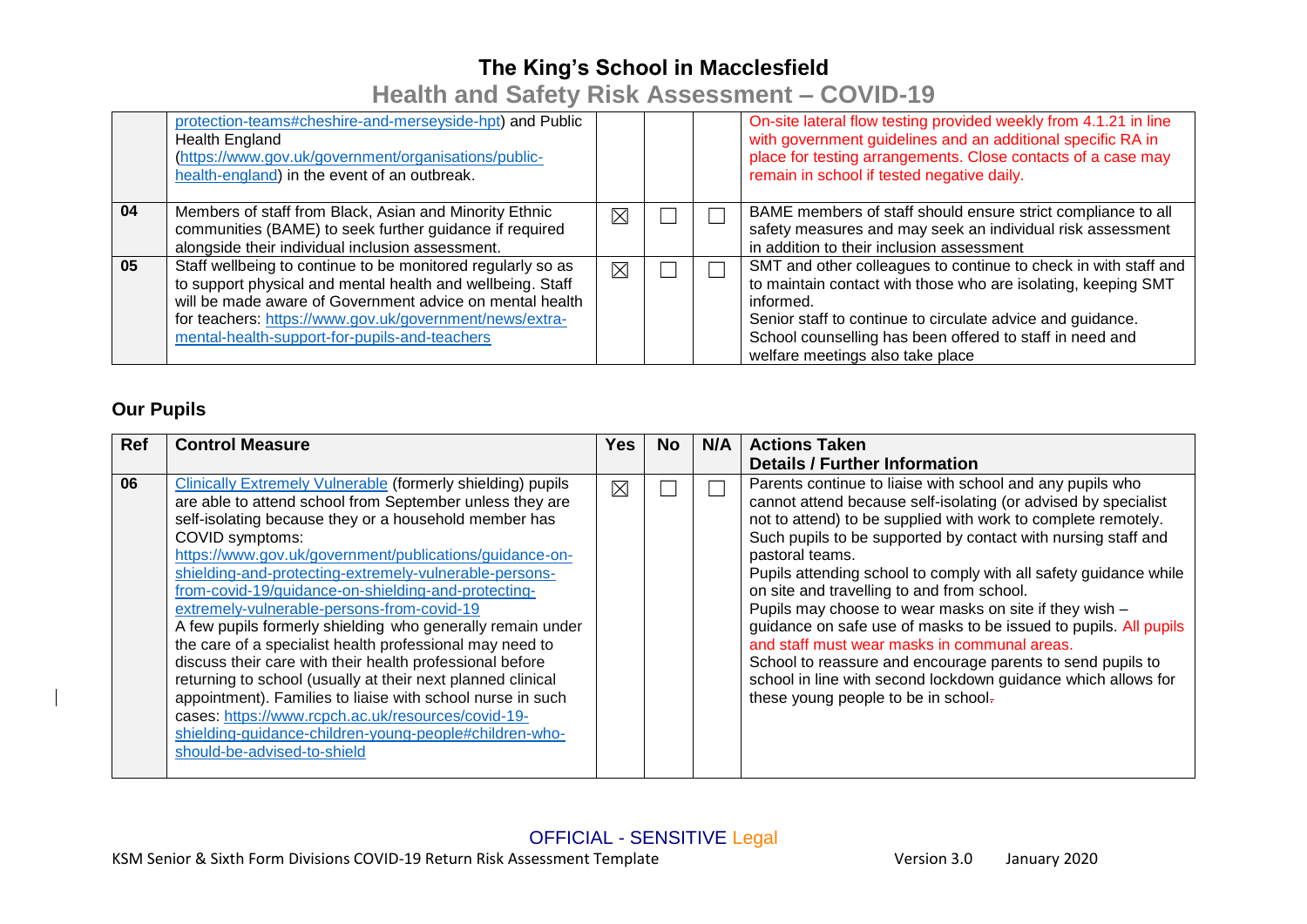| | | | | | |
|---|---|---|---|---|---|
| | protection-teams#cheshire-and-merseyside-hpt) and Public Health England (https://www.gov.uk/government/organisations/public-health-england) in the event of an outbreak. | | | | On-site lateral flow testing provided weekly from 4.1.21 in line with government guidelines and an additional specific RA in place for testing arrangements. Close contacts of a case may remain in school if tested negative daily. |
| **04** | Members of staff from Black, Asian and Minority Ethnic communities (BAME) to seek further guidance if required alongside their individual inclusion assessment. | ☒ | ☐ | ☐ | BAME members of staff should ensure strict compliance to all safety measures and may seek an individual risk assessment in addition to their inclusion assessment |
| **05** | Staff wellbeing to continue to be monitored regularly so as to support physical and mental health and wellbeing. Staff will be made aware of Government advice on mental health for teachers: https://www.gov.uk/government/news/extra-mental-health-support-for-pupils-and-teachers | ☒ | ☐ | ☐ | SMT and other colleagues to continue to check in with staff and to maintain contact with those who are isolating, keeping SMT informed.<br>Senior staff to continue to circulate advice and guidance.<br>School counselling has been offered to staff in need and welfare meetings also take place |

## Our Pupils

| Ref | Control Measure | Yes | No | N/A | Actions Taken<br>Details / Further Information |
|---|---|---|---|---|---|
| **06** | Clinically Extremely Vulnerable (formerly shielding) pupils are able to attend school from September unless they are self-isolating because they or a household member has COVID symptoms: https://www.gov.uk/government/publications/guidance-on-shielding-and-protecting-extremely-vulnerable-persons-from-covid-19/guidance-on-shielding-and-protecting-extremely-vulnerable-persons-from-covid-19<br>A few pupils formerly shielding who generally remain under the care of a specialist health professional may need to discuss their care with their health professional before returning to school (usually at their next planned clinical appointment). Families to liaise with school nurse in such cases: https://www.rcpch.ac.uk/resources/covid-19-shielding-guidance-children-young-people#children-who-should-be-advised-to-shield | ☒ | ☐ | ☐ | Parents continue to liaise with school and any pupils who cannot attend because self-isolating (or advised by specialist not to attend) to be supplied with work to complete remotely. Such pupils to be supported by contact with nursing staff and pastoral teams.<br>Pupils attending school to comply with all safety guidance while on site and travelling to and from school.<br>Pupils may choose to wear masks on site if they wish – guidance on safe use of masks to be issued to pupils. All pupils and staff must wear masks in communal areas.<br>School to reassure and encourage parents to send pupils to school in line with second lockdown guidance which allows for these young people to be in school. |

OFFICIAL - SENSITIVE Legal

KSM Senior & Sixth Form Divisions COVID-19 Return Risk Assessment Template — Version 3.0 — January 2020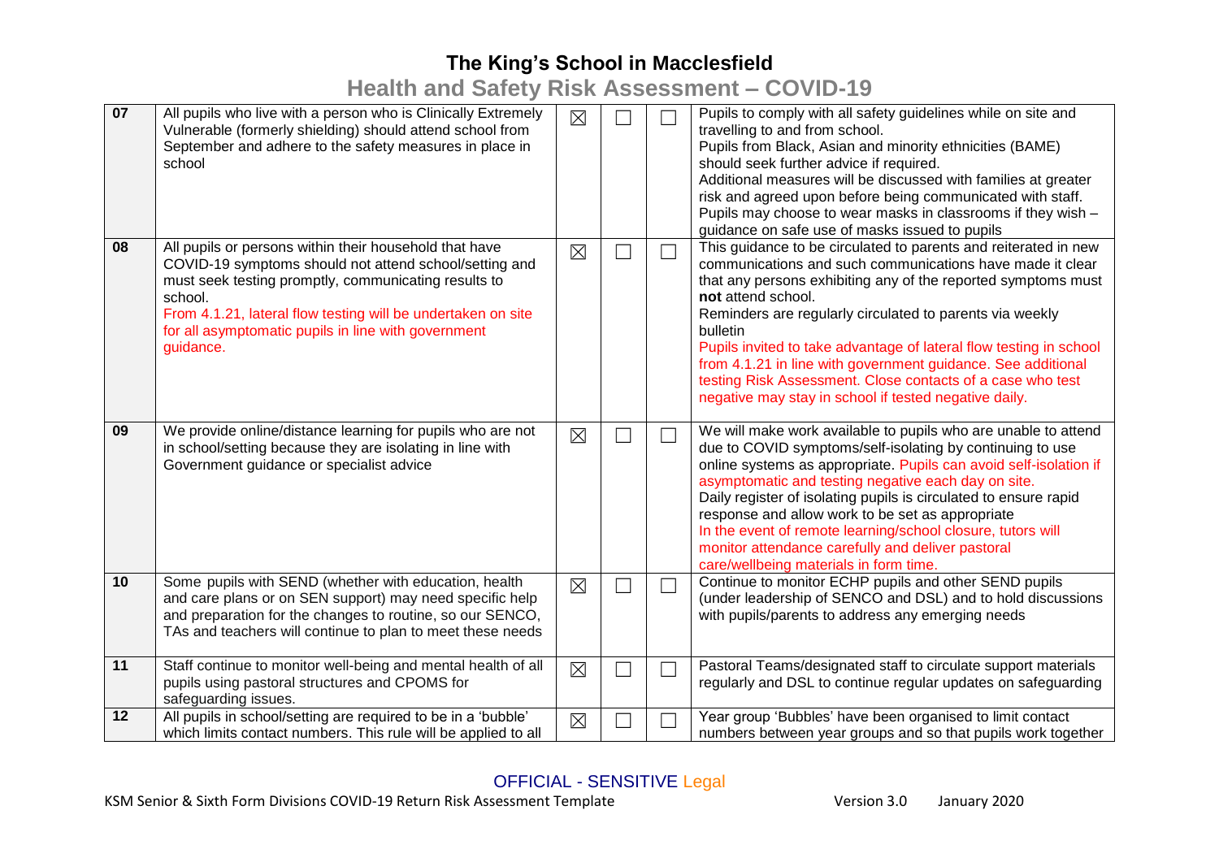| 07 | All pupils who live with a person who is Clinically Extremely Vulnerable (formerly shielding) should attend school from September and adhere to the safety measures in place in school | ☒ | ☐ | ☐ | Pupils to comply with all safety guidelines while on site and travelling to and from school.<br>Pupils from Black, Asian and minority ethnicities (BAME) should seek further advice if required.<br>Additional measures will be discussed with families at greater risk and agreed upon before being communicated with staff.<br>Pupils may choose to wear masks in classrooms if they wish – guidance on safe use of masks issued to pupils |
|---|---|---|---|---|---|
| 08 | All pupils or persons within their household that have COVID-19 symptoms should not attend school/setting and must seek testing promptly, communicating results to school.<br>From 4.1.21, lateral flow testing will be undertaken on site for all asymptomatic pupils in line with government guidance. | ☒ | ☐ | ☐ | This guidance to be circulated to parents and reiterated in new communications and such communications have made it clear that any persons exhibiting any of the reported symptoms must **not** attend school.<br>Reminders are regularly circulated to parents via weekly bulletin<br>Pupils invited to take advantage of lateral flow testing in school from 4.1.21 in line with government guidance. See additional testing Risk Assessment. Close contacts of a case who test negative may stay in school if tested negative daily. |
| 09 | We provide online/distance learning for pupils who are not in school/setting because they are isolating in line with Government guidance or specialist advice | ☒ | ☐ | ☐ | We will make work available to pupils who are unable to attend due to COVID symptoms/self-isolating by continuing to use online systems as appropriate. Pupils can avoid self-isolation if asymptomatic and testing negative each day on site.<br>Daily register of isolating pupils is circulated to ensure rapid response and allow work to be set as appropriate<br>In the event of remote learning/school closure, tutors will monitor attendance carefully and deliver pastoral care/wellbeing materials in form time. |
| 10 | Some pupils with SEND (whether with education, health and care plans or on SEN support) may need specific help and preparation for the changes to routine, so our SENCO, TAs and teachers will continue to plan to meet these needs | ☒ | ☐ | ☐ | Continue to monitor ECHP pupils and other SEND pupils (under leadership of SENCO and DSL) and to hold discussions with pupils/parents to address any emerging needs |
| 11 | Staff continue to monitor well-being and mental health of all pupils using pastoral structures and CPOMS for safeguarding issues. | ☒ | ☐ | ☐ | Pastoral Teams/designated staff to circulate support materials regularly and DSL to continue regular updates on safeguarding |
| 12 | All pupils in school/setting are required to be in a 'bubble' which limits contact numbers. This rule will be applied to all | ☒ | ☐ | ☐ | Year group 'Bubbles' have been organised to limit contact numbers between year groups and so that pupils work together |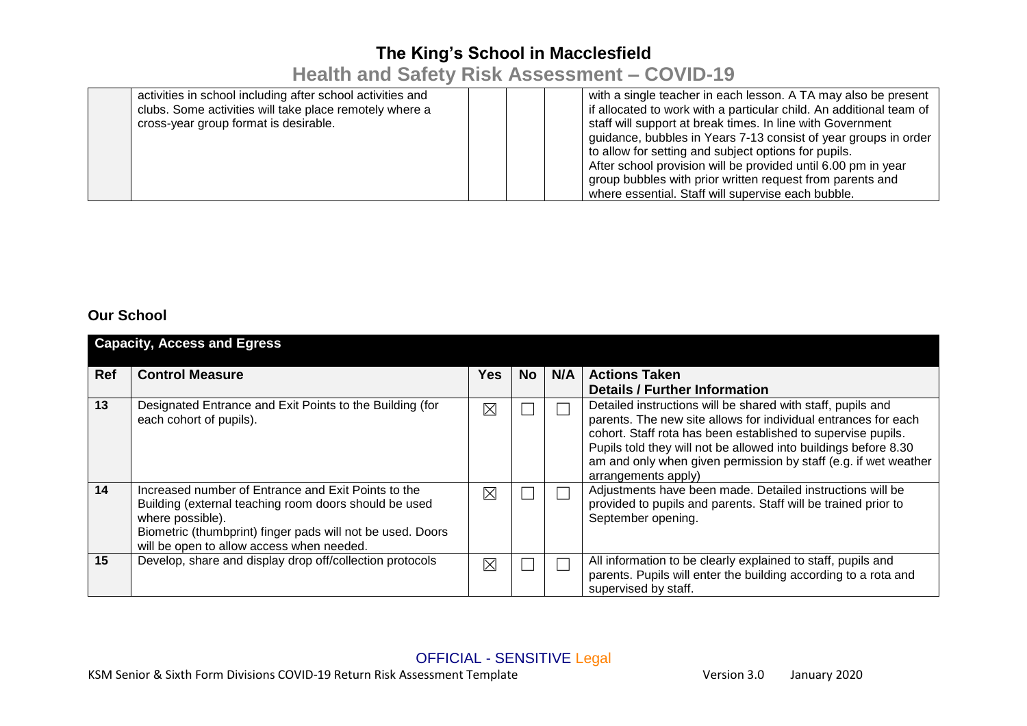| | | | | | |
|---|---|---|---|---|---|
| | activities in school including after school activities and clubs. Some activities will take place remotely where a cross-year group format is desirable. | | | | with a single teacher in each lesson. A TA may also be present if allocated to work with a particular child. An additional team of staff will support at break times. In line with Government guidance, bubbles in Years 7-13 consist of year groups in order to allow for setting and subject options for pupils.<br>After school provision will be provided until 6.00 pm in year group bubbles with prior written request from parents and where essential. Staff will supervise each bubble. |

## Our School

**Capacity, Access and Egress**

| Ref | Control Measure | Yes | No | N/A | Actions Taken<br>Details / Further Information |
|---|---|---|---|---|---|
| 13 | Designated Entrance and Exit Points to the Building (for each cohort of pupils). | ☒ | ☐ | ☐ | Detailed instructions will be shared with staff, pupils and parents. The new site allows for individual entrances for each cohort. Staff rota has been established to supervise pupils. Pupils told they will not be allowed into buildings before 8.30 am and only when given permission by staff (e.g. if wet weather arrangements apply) |
| 14 | Increased number of Entrance and Exit Points to the Building (external teaching room doors should be used where possible).<br>Biometric (thumbprint) finger pads will not be used. Doors will be open to allow access when needed. | ☒ | ☐ | ☐ | Adjustments have been made. Detailed instructions will be provided to pupils and parents. Staff will be trained prior to September opening. |
| 15 | Develop, share and display drop off/collection protocols | ☒ | ☐ | ☐ | All information to be clearly explained to staff, pupils and parents. Pupils will enter the building according to a rota and supervised by staff. |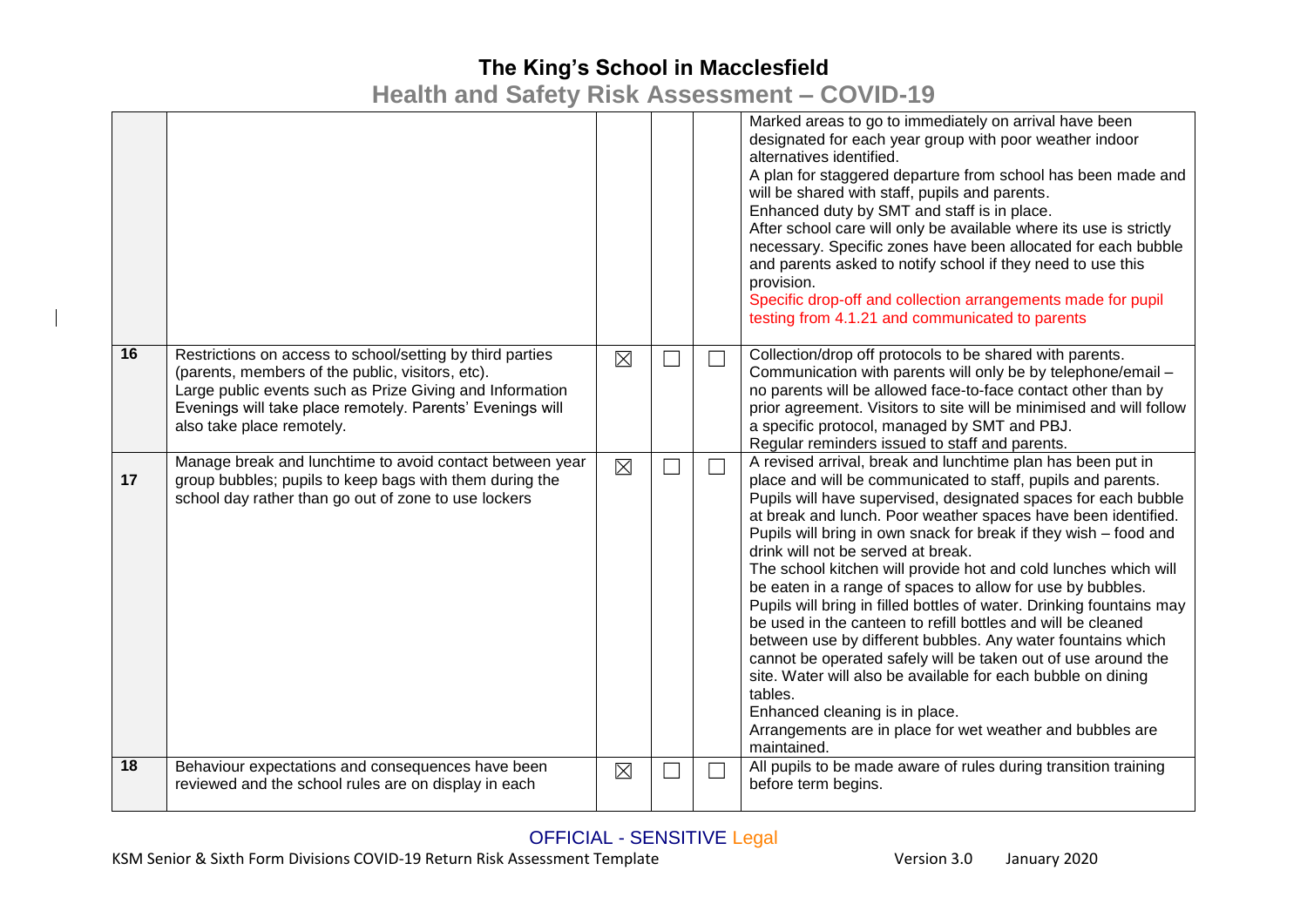| | | | | | |
|---|---|---|---|---|---|
| | | | | | Marked areas to go to immediately on arrival have been designated for each year group with poor weather indoor alternatives identified.<br>A plan for staggered departure from school has been made and will be shared with staff, pupils and parents.<br>Enhanced duty by SMT and staff is in place.<br>After school care will only be available where its use is strictly necessary. Specific zones have been allocated for each bubble and parents asked to notify school if they need to use this provision.<br>Specific drop-off and collection arrangements made for pupil testing from 4.1.21 and communicated to parents |
| **16** | Restrictions on access to school/setting by third parties (parents, members of the public, visitors, etc).<br>Large public events such as Prize Giving and Information Evenings will take place remotely. Parents' Evenings will also take place remotely. | ☒ | ☐ | ☐ | Collection/drop off protocols to be shared with parents.<br>Communication with parents will only be by telephone/email – no parents will be allowed face-to-face contact other than by prior agreement. Visitors to site will be minimised and will follow a specific protocol, managed by SMT and PBJ.<br>Regular reminders issued to staff and parents. |
| **17** | Manage break and lunchtime to avoid contact between year group bubbles; pupils to keep bags with them during the school day rather than go out of zone to use lockers | ☒ | ☐ | ☐ | A revised arrival, break and lunchtime plan has been put in place and will be communicated to staff, pupils and parents.<br>Pupils will have supervised, designated spaces for each bubble at break and lunch. Poor weather spaces have been identified.<br>Pupils will bring in own snack for break if they wish – food and drink will not be served at break.<br>The school kitchen will provide hot and cold lunches which will be eaten in a range of spaces to allow for use by bubbles.<br>Pupils will bring in filled bottles of water. Drinking fountains may be used in the canteen to refill bottles and will be cleaned between use by different bubbles. Any water fountains which cannot be operated safely will be taken out of use around the site. Water will also be available for each bubble on dining tables.<br>Enhanced cleaning is in place.<br>Arrangements are in place for wet weather and bubbles are maintained. |
| **18** | Behaviour expectations and consequences have been reviewed and the school rules are on display in each | ☒ | ☐ | ☐ | All pupils to be made aware of rules during transition training before term begins. |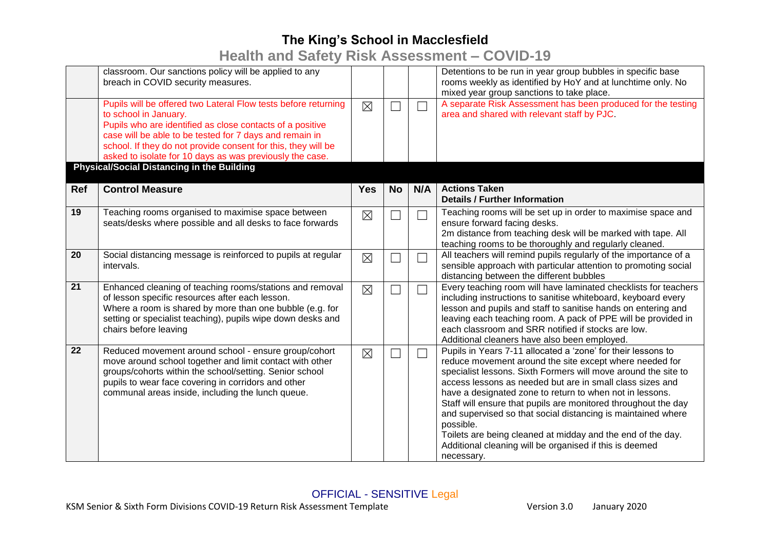| | | Yes | No | N/A | |
|---|---|---|---|---|---|
| | classroom. Our sanctions policy will be applied to any breach in COVID security measures. | | | | Detentions to be run in year group bubbles in specific base rooms weekly as identified by HoY and at lunchtime only. No mixed year group sanctions to take place. |
| | Pupils will be offered two Lateral Flow tests before returning to school in January.<br>Pupils who are identified as close contacts of a positive case will be able to be tested for 7 days and remain in school. If they do not provide consent for this, they will be asked to isolate for 10 days as was previously the case. | ☒ | ☐ | ☐ | A separate Risk Assessment has been produced for the testing area and shared with relevant staff by PJC. |

**Physical/Social Distancing in the Building**

| Ref | Control Measure | Yes | No | N/A | Actions Taken<br>Details / Further Information |
|---|---|---|---|---|---|
| 19 | Teaching rooms organised to maximise space between seats/desks where possible and all desks to face forwards | ☒ | ☐ | ☐ | Teaching rooms will be set up in order to maximise space and ensure forward facing desks.<br>2m distance from teaching desk will be marked with tape. All teaching rooms to be thoroughly and regularly cleaned. |
| 20 | Social distancing message is reinforced to pupils at regular intervals. | ☒ | ☐ | ☐ | All teachers will remind pupils regularly of the importance of a sensible approach with particular attention to promoting social distancing between the different bubbles |
| 21 | Enhanced cleaning of teaching rooms/stations and removal of lesson specific resources after each lesson.<br>Where a room is shared by more than one bubble (e.g. for setting or specialist teaching), pupils wipe down desks and chairs before leaving | ☒ | ☐ | ☐ | Every teaching room will have laminated checklists for teachers including instructions to sanitise whiteboard, keyboard every lesson and pupils and staff to sanitise hands on entering and leaving each teaching room. A pack of PPE will be provided in each classroom and SRR notified if stocks are low.<br>Additional cleaners have also been employed. |
| 22 | Reduced movement around school - ensure group/cohort move around school together and limit contact with other groups/cohorts within the school/setting. Senior school pupils to wear face covering in corridors and other communal areas inside, including the lunch queue. | ☒ | ☐ | ☐ | Pupils in Years 7-11 allocated a 'zone' for their lessons to reduce movement around the site except where needed for specialist lessons. Sixth Formers will move around the site to access lessons as needed but are in small class sizes and have a designated zone to return to when not in lessons.<br>Staff will ensure that pupils are monitored throughout the day and supervised so that social distancing is maintained where possible.<br>Toilets are being cleaned at midday and the end of the day. Additional cleaning will be organised if this is deemed necessary. |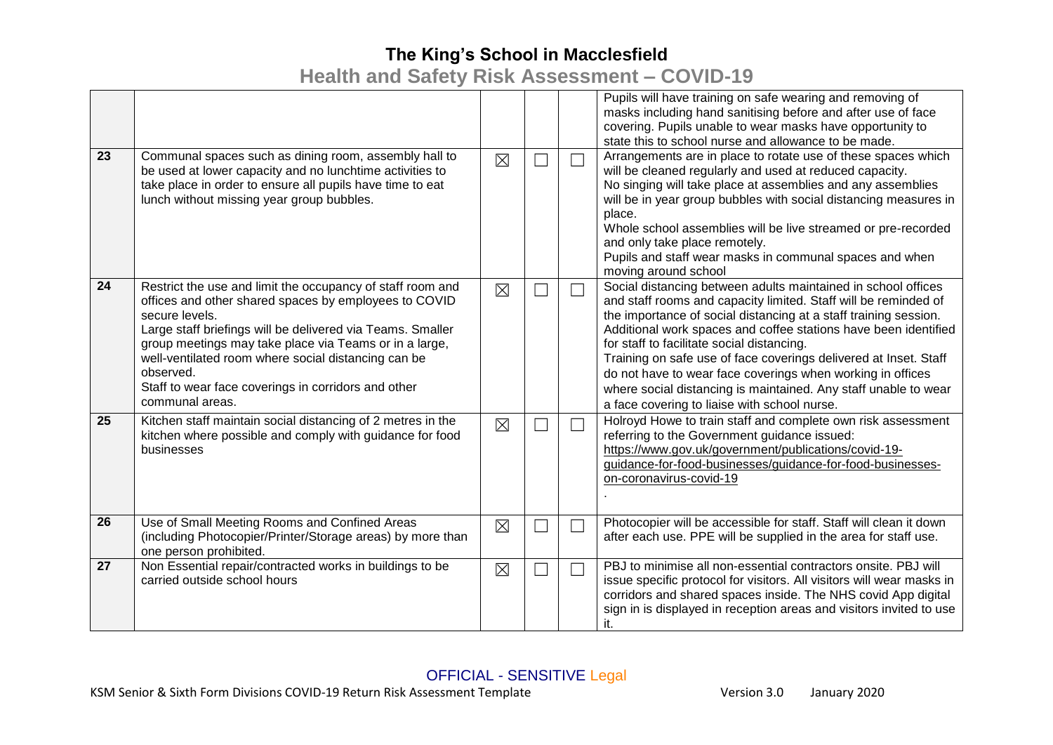| | | | | | |
|---|---|---|---|---|---|
| | | | | | Pupils will have training on safe wearing and removing of masks including hand sanitising before and after use of face covering. Pupils unable to wear masks have opportunity to state this to school nurse and allowance to be made. |
| 23 | Communal spaces such as dining room, assembly hall to be used at lower capacity and no lunchtime activities to take place in order to ensure all pupils have time to eat lunch without missing year group bubbles. | ☒ | ☐ | ☐ | Arrangements are in place to rotate use of these spaces which will be cleaned regularly and used at reduced capacity.<br>No singing will take place at assemblies and any assemblies will be in year group bubbles with social distancing measures in place.<br>Whole school assemblies will be live streamed or pre-recorded and only take place remotely.<br>Pupils and staff wear masks in communal spaces and when moving around school |
| 24 | Restrict the use and limit the occupancy of staff room and offices and other shared spaces by employees to COVID secure levels.<br>Large staff briefings will be delivered via Teams. Smaller group meetings may take place via Teams or in a large, well-ventilated room where social distancing can be observed.<br>Staff to wear face coverings in corridors and other communal areas. | ☒ | ☐ | ☐ | Social distancing between adults maintained in school offices and staff rooms and capacity limited. Staff will be reminded of the importance of social distancing at a staff training session. Additional work spaces and coffee stations have been identified for staff to facilitate social distancing.<br>Training on safe use of face coverings delivered at Inset. Staff do not have to wear face coverings when working in offices where social distancing is maintained. Any staff unable to wear a face covering to liaise with school nurse. |
| 25 | Kitchen staff maintain social distancing of 2 metres in the kitchen where possible and comply with guidance for food businesses | ☒ | ☐ | ☐ | Holroyd Howe to train staff and complete own risk assessment referring to the Government guidance issued: https://www.gov.uk/government/publications/covid-19-guidance-for-food-businesses/guidance-for-food-businesses-on-coronavirus-covid-19<br>. |
| 26 | Use of Small Meeting Rooms and Confined Areas (including Photocopier/Printer/Storage areas) by more than one person prohibited. | ☒ | ☐ | ☐ | Photocopier will be accessible for staff. Staff will clean it down after each use. PPE will be supplied in the area for staff use. |
| 27 | Non Essential repair/contracted works in buildings to be carried outside school hours | ☒ | ☐ | ☐ | PBJ to minimise all non-essential contractors onsite. PBJ will issue specific protocol for visitors. All visitors will wear masks in corridors and shared spaces inside. The NHS covid App digital sign in is displayed in reception areas and visitors invited to use it. |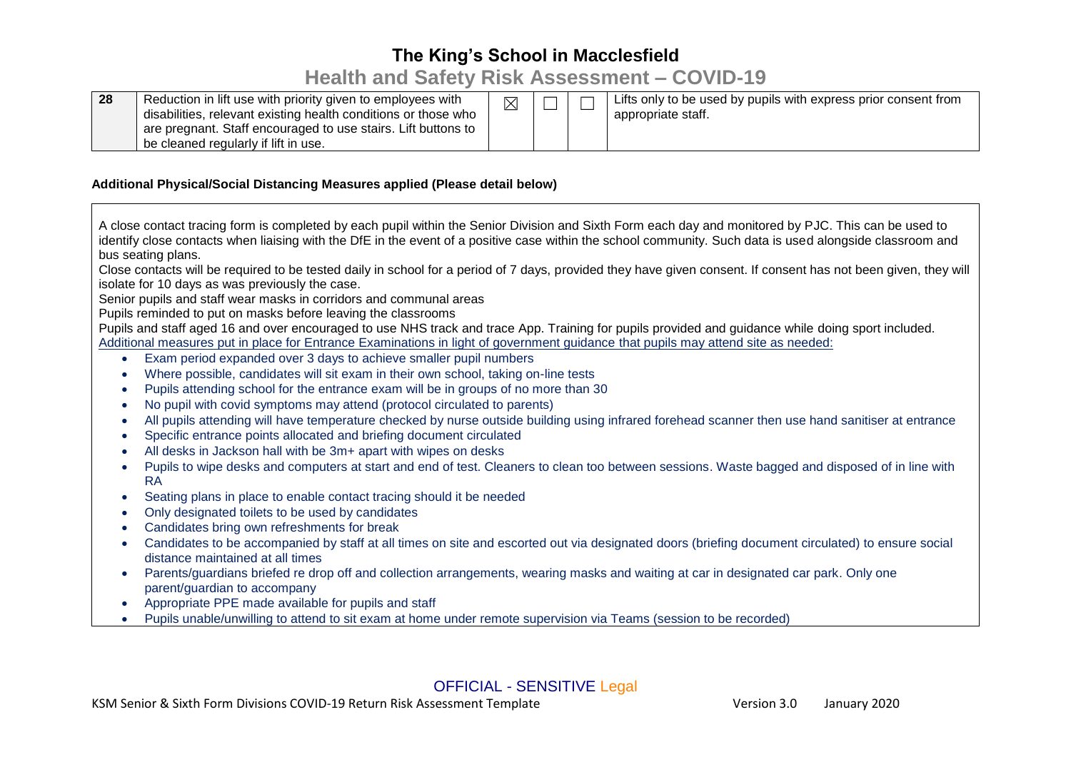| 28 | Reduction in lift use with priority given to employees with disabilities, relevant existing health conditions or those who are pregnant. Staff encouraged to use stairs. Lift buttons to be cleaned regularly if lift in use. | ☒ | ☐ | ☐ | Lifts only to be used by pupils with express prior consent from appropriate staff. |
|---|---|---|---|---|---|

**Additional Physical/Social Distancing Measures applied (Please detail below)**

A close contact tracing form is completed by each pupil within the Senior Division and Sixth Form each day and monitored by PJC. This can be used to identify close contacts when liaising with the DfE in the event of a positive case within the school community. Such data is used alongside classroom and bus seating plans.
Close contacts will be required to be tested daily in school for a period of 7 days, provided they have given consent. If consent has not been given, they will isolate for 10 days as was previously the case.
Senior pupils and staff wear masks in corridors and communal areas
Pupils reminded to put on masks before leaving the classrooms
Pupils and staff aged 16 and over encouraged to use NHS track and trace App. Training for pupils provided and guidance while doing sport included.
Additional measures put in place for Entrance Examinations in light of government guidance that pupils may attend site as needed:

- Exam period expanded over 3 days to achieve smaller pupil numbers
- Where possible, candidates will sit exam in their own school, taking on-line tests
- Pupils attending school for the entrance exam will be in groups of no more than 30
- No pupil with covid symptoms may attend (protocol circulated to parents)
- All pupils attending will have temperature checked by nurse outside building using infrared forehead scanner then use hand sanitiser at entrance
- Specific entrance points allocated and briefing document circulated
- All desks in Jackson hall with be 3m+ apart with wipes on desks
- Pupils to wipe desks and computers at start and end of test. Cleaners to clean too between sessions. Waste bagged and disposed of in line with RA
- Seating plans in place to enable contact tracing should it be needed
- Only designated toilets to be used by candidates
- Candidates bring own refreshments for break
- Candidates to be accompanied by staff at all times on site and escorted out via designated doors (briefing document circulated) to ensure social distance maintained at all times
- Parents/guardians briefed re drop off and collection arrangements, wearing masks and waiting at car in designated car park. Only one parent/guardian to accompany
- Appropriate PPE made available for pupils and staff
- Pupils unable/unwilling to attend to sit exam at home under remote supervision via Teams (session to be recorded)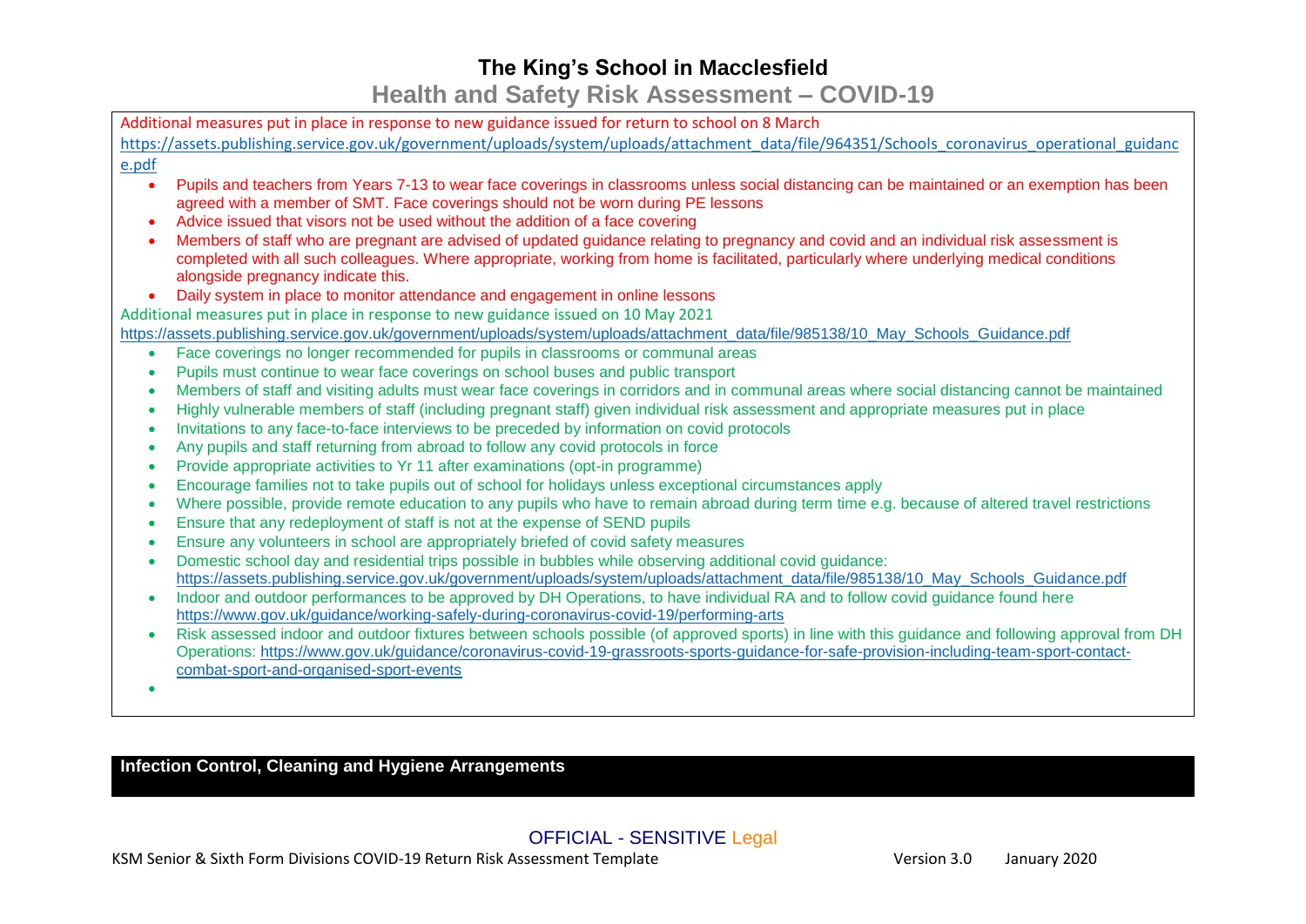Additional measures put in place in response to new guidance issued for return to school on 8 March
https://assets.publishing.service.gov.uk/government/uploads/system/uploads/attachment_data/file/964351/Schools_coronavirus_operational_guidance.pdf

- Pupils and teachers from Years 7-13 to wear face coverings in classrooms unless social distancing can be maintained or an exemption has been agreed with a member of SMT. Face coverings should not be worn during PE lessons
- Advice issued that visors not be used without the addition of a face covering
- Members of staff who are pregnant are advised of updated guidance relating to pregnancy and covid and an individual risk assessment is completed with all such colleagues. Where appropriate, working from home is facilitated, particularly where underlying medical conditions alongside pregnancy indicate this.
- Daily system in place to monitor attendance and engagement in online lessons

Additional measures put in place in response to new guidance issued on 10 May 2021
https://assets.publishing.service.gov.uk/government/uploads/system/uploads/attachment_data/file/985138/10_May_Schools_Guidance.pdf

- Face coverings no longer recommended for pupils in classrooms or communal areas
- Pupils must continue to wear face coverings on school buses and public transport
- Members of staff and visiting adults must wear face coverings in corridors and in communal areas where social distancing cannot be maintained
- Highly vulnerable members of staff (including pregnant staff) given individual risk assessment and appropriate measures put in place
- Invitations to any face-to-face interviews to be preceded by information on covid protocols
- Any pupils and staff returning from abroad to follow any covid protocols in force
- Provide appropriate activities to Yr 11 after examinations (opt-in programme)
- Encourage families not to take pupils out of school for holidays unless exceptional circumstances apply
- Where possible, provide remote education to any pupils who have to remain abroad during term time e.g. because of altered travel restrictions
- Ensure that any redeployment of staff is not at the expense of SEND pupils
- Ensure any volunteers in school are appropriately briefed of covid safety measures
- Domestic school day and residential trips possible in bubbles while observing additional covid guidance: https://assets.publishing.service.gov.uk/government/uploads/system/uploads/attachment_data/file/985138/10_May_Schools_Guidance.pdf
- Indoor and outdoor performances to be approved by DH Operations, to have individual RA and to follow covid guidance found here https://www.gov.uk/guidance/working-safely-during-coronavirus-covid-19/performing-arts
- Risk assessed indoor and outdoor fixtures between schools possible (of approved sports) in line with this guidance and following approval from DH Operations: https://www.gov.uk/guidance/coronavirus-covid-19-grassroots-sports-guidance-for-safe-provision-including-team-sport-contact-combat-sport-and-organised-sport-events

## Infection Control, Cleaning and Hygiene Arrangements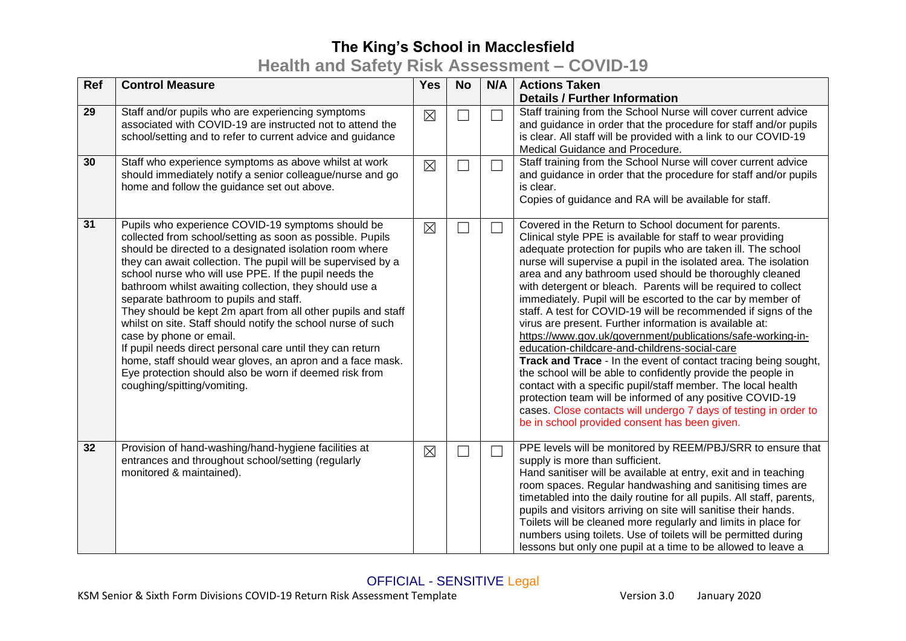# The King's School in Macclesfield

## Health and Safety Risk Assessment – COVID-19

| Ref | Control Measure | Yes | No | N/A | Actions Taken<br>Details / Further Information |
|---|---|---|---|---|---|
| 29 | Staff and/or pupils who are experiencing symptoms associated with COVID-19 are instructed not to attend the school/setting and to refer to current advice and guidance | ☒ | ☐ | ☐ | Staff training from the School Nurse will cover current advice and guidance in order that the procedure for staff and/or pupils is clear. All staff will be provided with a link to our COVID-19 Medical Guidance and Procedure. |
| 30 | Staff who experience symptoms as above whilst at work should immediately notify a senior colleague/nurse and go home and follow the guidance set out above. | ☒ | ☐ | ☐ | Staff training from the School Nurse will cover current advice and guidance in order that the procedure for staff and/or pupils is clear.<br>Copies of guidance and RA will be available for staff. |
| 31 | Pupils who experience COVID-19 symptoms should be collected from school/setting as soon as possible. Pupils should be directed to a designated isolation room where they can await collection. The pupil will be supervised by a school nurse who will use PPE. If the pupil needs the bathroom whilst awaiting collection, they should use a separate bathroom to pupils and staff.<br>They should be kept 2m apart from all other pupils and staff whilst on site. Staff should notify the school nurse of such case by phone or email.<br>If pupil needs direct personal care until they can return home, staff should wear gloves, an apron and a face mask. Eye protection should also be worn if deemed risk from coughing/spitting/vomiting. | ☒ | ☐ | ☐ | Covered in the Return to School document for parents. Clinical style PPE is available for staff to wear providing adequate protection for pupils who are taken ill. The school nurse will supervise a pupil in the isolated area. The isolation area and any bathroom used should be thoroughly cleaned with detergent or bleach. Parents will be required to collect immediately. Pupil will be escorted to the car by member of staff. A test for COVID-19 will be recommended if signs of the virus are present. Further information is available at: https://www.gov.uk/government/publications/safe-working-in-education-childcare-and-childrens-social-care<br>**Track and Trace** - In the event of contact tracing being sought, the school will be able to confidently provide the people in contact with a specific pupil/staff member. The local health protection team will be informed of any positive COVID-19 cases. Close contacts will undergo 7 days of testing in order to be in school provided consent has been given. |
| 32 | Provision of hand-washing/hand-hygiene facilities at entrances and throughout school/setting (regularly monitored & maintained). | ☒ | ☐ | ☐ | PPE levels will be monitored by REEM/PBJ/SRR to ensure that supply is more than sufficient.<br>Hand sanitiser will be available at entry, exit and in teaching room spaces. Regular handwashing and sanitising times are timetabled into the daily routine for all pupils. All staff, parents, pupils and visitors arriving on site will sanitise their hands. Toilets will be cleaned more regularly and limits in place for numbers using toilets. Use of toilets will be permitted during lessons but only one pupil at a time to be allowed to leave a |

OFFICIAL - SENSITIVE Legal

KSM Senior & Sixth Form Divisions COVID-19 Return Risk Assessment Template Version 3.0 January 2020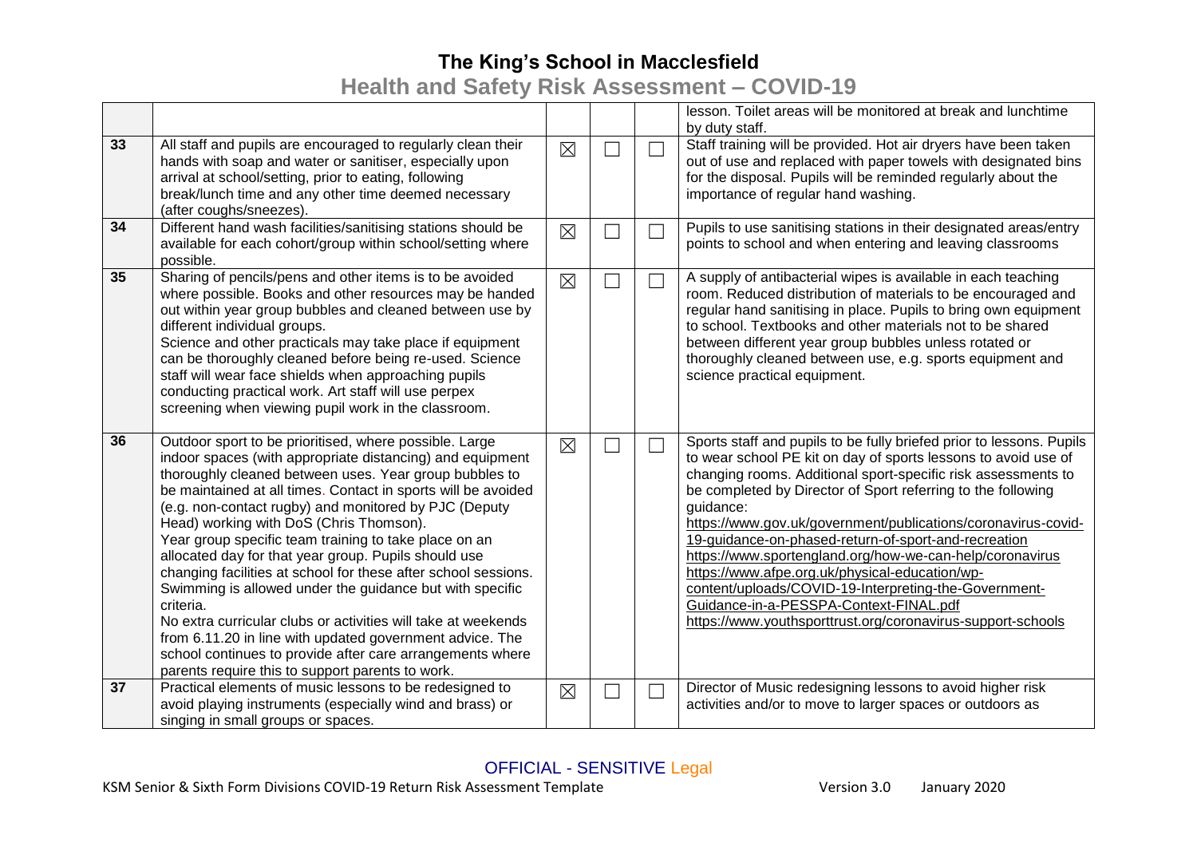| | | | | | |
|---|---|---|---|---|---|
| | | | | | lesson. Toilet areas will be monitored at break and lunchtime by duty staff. |
| 33 | All staff and pupils are encouraged to regularly clean their hands with soap and water or sanitiser, especially upon arrival at school/setting, prior to eating, following break/lunch time and any other time deemed necessary (after coughs/sneezes). | ☒ | ☐ | ☐ | Staff training will be provided. Hot air dryers have been taken out of use and replaced with paper towels with designated bins for the disposal. Pupils will be reminded regularly about the importance of regular hand washing. |
| 34 | Different hand wash facilities/sanitising stations should be available for each cohort/group within school/setting where possible. | ☒ | ☐ | ☐ | Pupils to use sanitising stations in their designated areas/entry points to school and when entering and leaving classrooms |
| 35 | Sharing of pencils/pens and other items is to be avoided where possible. Books and other resources may be handed out within year group bubbles and cleaned between use by different individual groups.<br>Science and other practicals may take place if equipment can be thoroughly cleaned before being re-used. Science staff will wear face shields when approaching pupils conducting practical work. Art staff will use perpex screening when viewing pupil work in the classroom. | ☒ | ☐ | ☐ | A supply of antibacterial wipes is available in each teaching room. Reduced distribution of materials to be encouraged and regular hand sanitising in place. Pupils to bring own equipment to school. Textbooks and other materials not to be shared between different year group bubbles unless rotated or thoroughly cleaned between use, e.g. sports equipment and science practical equipment. |
| 36 | Outdoor sport to be prioritised, where possible. Large indoor spaces (with appropriate distancing) and equipment thoroughly cleaned between uses. Year group bubbles to be maintained at all times. Contact in sports will be avoided (e.g. non-contact rugby) and monitored by PJC (Deputy Head) working with DoS (Chris Thomson).<br>Year group specific team training to take place on an allocated day for that year group. Pupils should use changing facilities at school for these after school sessions. Swimming is allowed under the guidance but with specific criteria.<br>No extra curricular clubs or activities will take at weekends from 6.11.20 in line with updated government advice. The school continues to provide after care arrangements where parents require this to support parents to work. | ☒ | ☐ | ☐ | Sports staff and pupils to be fully briefed prior to lessons. Pupils to wear school PE kit on day of sports lessons to avoid use of changing rooms. Additional sport-specific risk assessments to be completed by Director of Sport referring to the following guidance:<br>https://www.gov.uk/government/publications/coronavirus-covid-19-guidance-on-phased-return-of-sport-and-recreation<br>https://www.sportengland.org/how-we-can-help/coronavirus<br>https://www.afpe.org.uk/physical-education/wp-content/uploads/COVID-19-Interpreting-the-Government-Guidance-in-a-PESSPA-Context-FINAL.pdf<br>https://www.youthsporttrust.org/coronavirus-support-schools |
| 37 | Practical elements of music lessons to be redesigned to avoid playing instruments (especially wind and brass) or singing in small groups or spaces. | ☒ | ☐ | ☐ | Director of Music redesigning lessons to avoid higher risk activities and/or to move to larger spaces or outdoors as |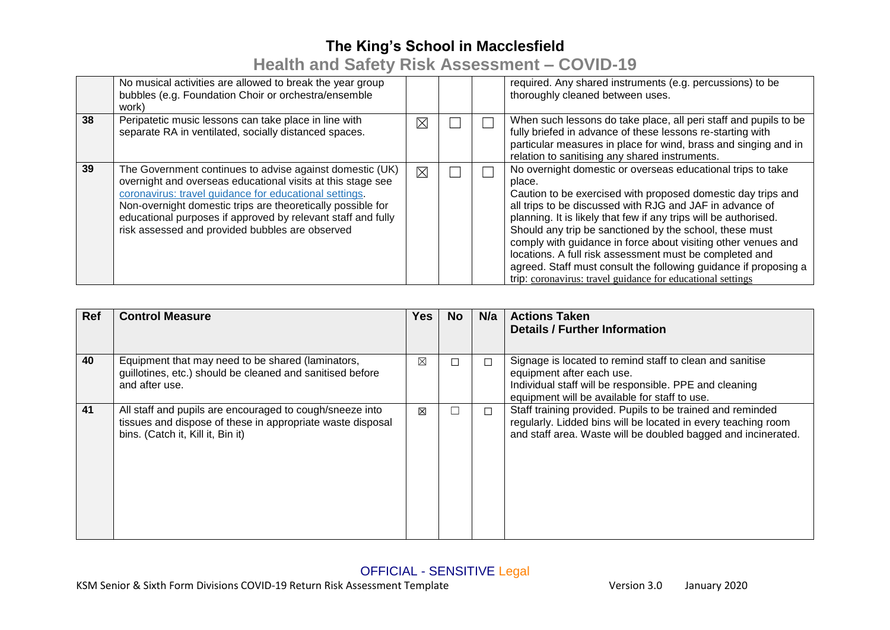| | | | | | |
|---|---|---|---|---|---|
| | No musical activities are allowed to break the year group bubbles (e.g. Foundation Choir or orchestra/ensemble work) | | | | required. Any shared instruments (e.g. percussions) to be thoroughly cleaned between uses. |
| 38 | Peripatetic music lessons can take place in line with separate RA in ventilated, socially distanced spaces. | ☒ | ☐ | ☐ | When such lessons do take place, all peri staff and pupils to be fully briefed in advance of these lessons re-starting with particular measures in place for wind, brass and singing and in relation to sanitising any shared instruments. |
| 39 | The Government continues to advise against domestic (UK) overnight and overseas educational visits at this stage see coronavirus: travel guidance for educational settings. Non-overnight domestic trips are theoretically possible for educational purposes if approved by relevant staff and fully risk assessed and provided bubbles are observed | ☒ | ☐ | ☐ | No overnight domestic or overseas educational trips to take place.<br>Caution to be exercised with proposed domestic day trips and all trips to be discussed with RJG and JAF in advance of planning. It is likely that few if any trips will be authorised. Should any trip be sanctioned by the school, these must comply with guidance in force about visiting other venues and locations. A full risk assessment must be completed and agreed. Staff must consult the following guidance if proposing a trip: coronavirus: travel guidance for educational settings |

| Ref | Control Measure | Yes | No | N/a | Actions Taken<br>Details / Further Information |
|---|---|---|---|---|---|
| 40 | Equipment that may need to be shared (laminators, guillotines, etc.) should be cleaned and sanitised before and after use. | ☒ | ☐ | ☐ | Signage is located to remind staff to clean and sanitise equipment after each use.<br>Individual staff will be responsible. PPE and cleaning equipment will be available for staff to use. |
| 41 | All staff and pupils are encouraged to cough/sneeze into tissues and dispose of these in appropriate waste disposal bins. (Catch it, Kill it, Bin it) | ☒ | ☐ | ☐ | Staff training provided. Pupils to be trained and reminded regularly. Lidded bins will be located in every teaching room and staff area. Waste will be doubled bagged and incinerated. |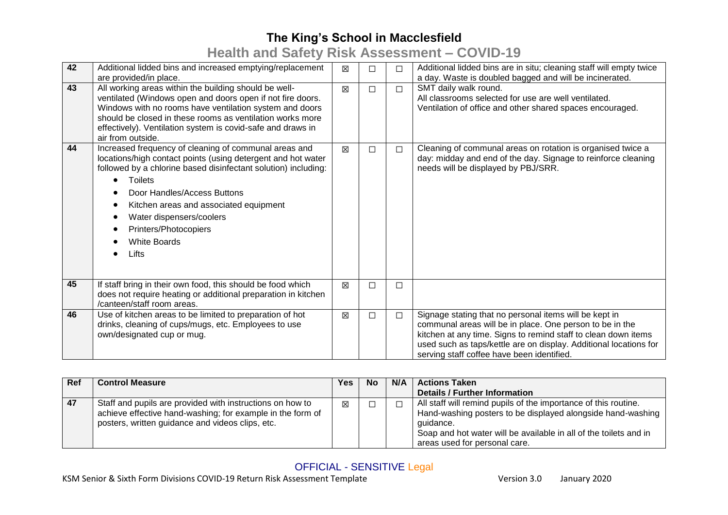| Ref | Control Measure | Yes | No | N/A | Actions Taken Details / Further Information |
|---|---|---|---|---|---|
| 42 | Additional lidded bins and increased emptying/replacement are provided/in place. | ☒ | ☐ | ☐ | Additional lidded bins are in situ; cleaning staff will empty twice a day. Waste is doubled bagged and will be incinerated. |
| 43 | All working areas within the building should be well-ventilated (Windows open and doors open if not fire doors. Windows with no rooms have ventilation system and doors should be closed in these rooms as ventilation works more effectively). Ventilation system is covid-safe and draws in air from outside. | ☒ | ☐ | ☐ | SMT daily walk round.<br>All classrooms selected for use are well ventilated.<br>Ventilation of office and other shared spaces encouraged. |
| 44 | Increased frequency of cleaning of communal areas and locations/high contact points (using detergent and hot water followed by a chlorine based disinfectant solution) including:<br>• Toilets<br>• Door Handles/Access Buttons<br>• Kitchen areas and associated equipment<br>• Water dispensers/coolers<br>• Printers/Photocopiers<br>• White Boards<br>• Lifts | ☒ | ☐ | ☐ | Cleaning of communal areas on rotation is organised twice a day: midday and end of the day. Signage to reinforce cleaning needs will be displayed by PBJ/SRR. |
| 45 | If staff bring in their own food, this should be food which does not require heating or additional preparation in kitchen /canteen/staff room areas. | ☒ | ☐ | ☐ | |
| 46 | Use of kitchen areas to be limited to preparation of hot drinks, cleaning of cups/mugs, etc. Employees to use own/designated cup or mug. | ☒ | ☐ | ☐ | Signage stating that no personal items will be kept in communal areas will be in place. One person to be in the kitchen at any time. Signs to remind staff to clean down items used such as taps/kettle are on display. Additional locations for serving staff coffee have been identified. |
| 47 | Staff and pupils are provided with instructions on how to achieve effective hand-washing; for example in the form of posters, written guidance and videos clips, etc. | ☒ | ☐ | ☐ | All staff will remind pupils of the importance of this routine.<br>Hand-washing posters to be displayed alongside hand-washing guidance.<br>Soap and hot water will be available in all of the toilets and in areas used for personal care. |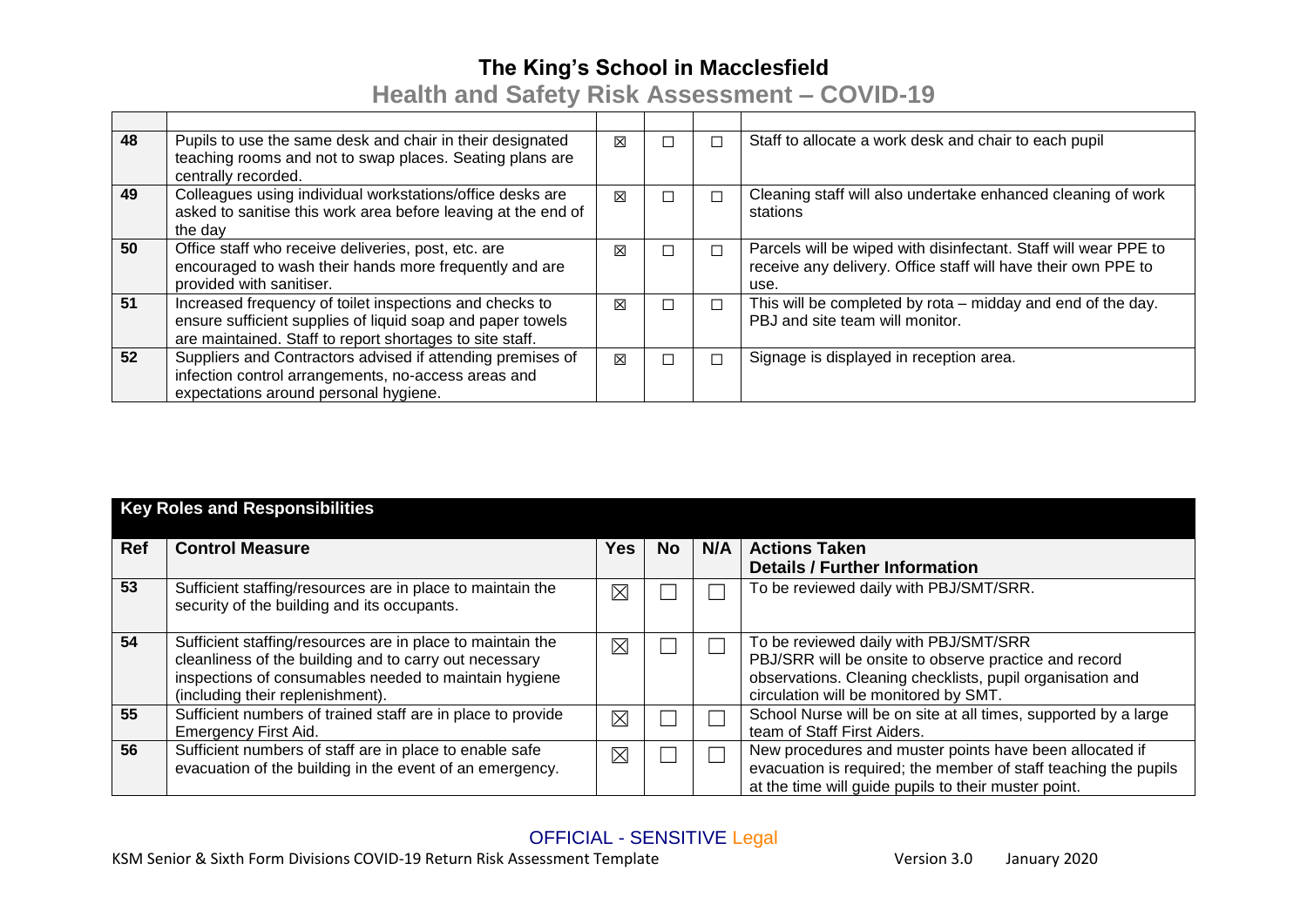| | | | | | |
|---|---|---|---|---|---|
| 48 | Pupils to use the same desk and chair in their designated teaching rooms and not to swap places. Seating plans are centrally recorded. | ☒ | ☐ | ☐ | Staff to allocate a work desk and chair to each pupil |
| 49 | Colleagues using individual workstations/office desks are asked to sanitise this work area before leaving at the end of the day | ☒ | ☐ | ☐ | Cleaning staff will also undertake enhanced cleaning of work stations |
| 50 | Office staff who receive deliveries, post, etc. are encouraged to wash their hands more frequently and are provided with sanitiser. | ☒ | ☐ | ☐ | Parcels will be wiped with disinfectant. Staff will wear PPE to receive any delivery. Office staff will have their own PPE to use. |
| 51 | Increased frequency of toilet inspections and checks to ensure sufficient supplies of liquid soap and paper towels are maintained. Staff to report shortages to site staff. | ☒ | ☐ | ☐ | This will be completed by rota – midday and end of the day. PBJ and site team will monitor. |
| 52 | Suppliers and Contractors advised if attending premises of infection control arrangements, no-access areas and expectations around personal hygiene. | ☒ | ☐ | ☐ | Signage is displayed in reception area. |

## Key Roles and Responsibilities

| Ref | Control Measure | Yes | No | N/A | Actions Taken<br>Details / Further Information |
|---|---|---|---|---|---|
| 53 | Sufficient staffing/resources are in place to maintain the security of the building and its occupants. | ☒ | ☐ | ☐ | To be reviewed daily with PBJ/SMT/SRR. |
| 54 | Sufficient staffing/resources are in place to maintain the cleanliness of the building and to carry out necessary inspections of consumables needed to maintain hygiene (including their replenishment). | ☒ | ☐ | ☐ | To be reviewed daily with PBJ/SMT/SRR<br>PBJ/SRR will be onsite to observe practice and record observations. Cleaning checklists, pupil organisation and circulation will be monitored by SMT. |
| 55 | Sufficient numbers of trained staff are in place to provide Emergency First Aid. | ☒ | ☐ | ☐ | School Nurse will be on site at all times, supported by a large team of Staff First Aiders. |
| 56 | Sufficient numbers of staff are in place to enable safe evacuation of the building in the event of an emergency. | ☒ | ☐ | ☐ | New procedures and muster points have been allocated if evacuation is required; the member of staff teaching the pupils at the time will guide pupils to their muster point. |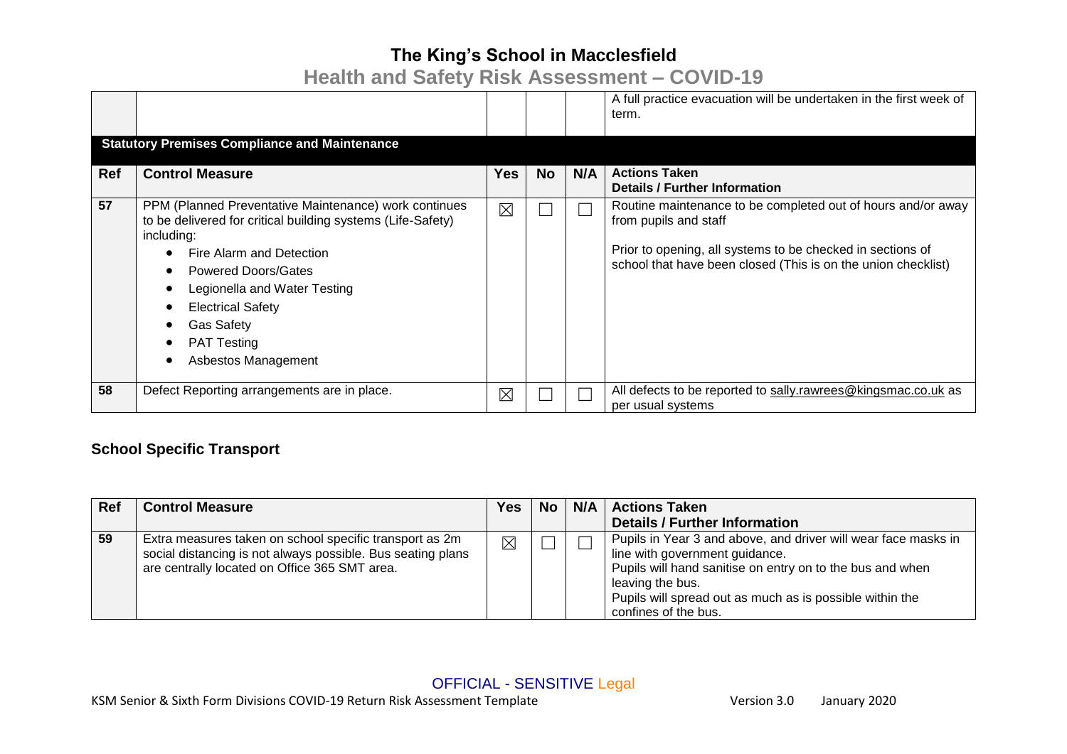| | | | | | |
|---|---|---|---|---|---|
| | | | | | A full practice evacuation will be undertaken in the first week of term. |

**Statutory Premises Compliance and Maintenance**

| Ref | Control Measure | Yes | No | N/A | Actions Taken<br>Details / Further Information |
|---|---|---|---|---|---|
| 57 | PPM (Planned Preventative Maintenance) work continues to be delivered for critical building systems (Life-Safety) including:<br>• Fire Alarm and Detection<br>• Powered Doors/Gates<br>• Legionella and Water Testing<br>• Electrical Safety<br>• Gas Safety<br>• PAT Testing<br>• Asbestos Management | ☒ | ☐ | ☐ | Routine maintenance to be completed out of hours and/or away from pupils and staff<br><br>Prior to opening, all systems to be checked in sections of school that have been closed (This is on the union checklist) |
| 58 | Defect Reporting arrangements are in place. | ☒ | ☐ | ☐ | All defects to be reported to sally.rawrees@kingsmac.co.uk as per usual systems |

## School Specific Transport

| Ref | Control Measure | Yes | No | N/A | Actions Taken<br>Details / Further Information |
|---|---|---|---|---|---|
| 59 | Extra measures taken on school specific transport as 2m social distancing is not always possible. Bus seating plans are centrally located on Office 365 SMT area. | ☒ | ☐ | ☐ | Pupils in Year 3 and above, and driver will wear face masks in line with government guidance.<br>Pupils will hand sanitise on entry on to the bus and when leaving the bus.<br>Pupils will spread out as much as is possible within the confines of the bus. |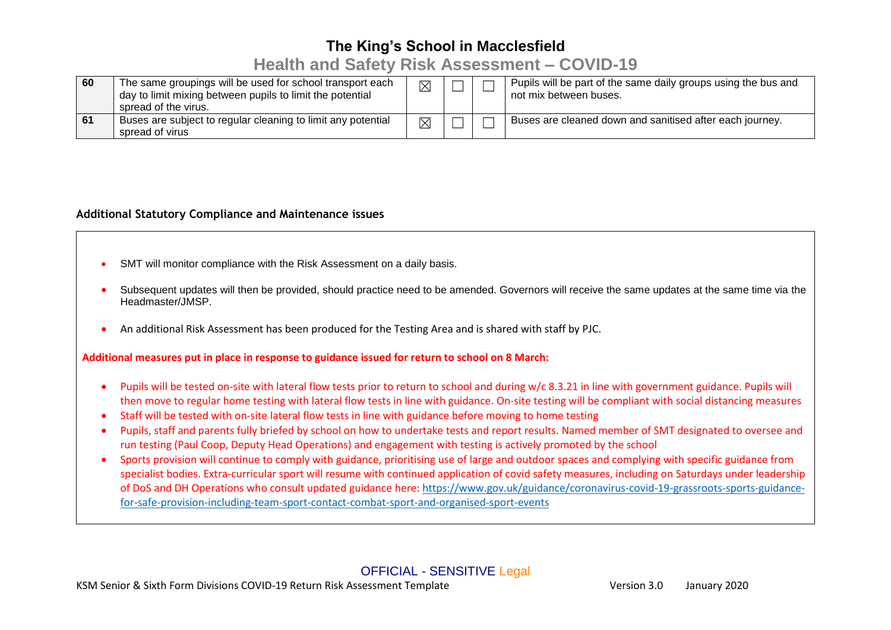| | | | | | |
|---|---|---|---|---|---|
| 60 | The same groupings will be used for school transport each day to limit mixing between pupils to limit the potential spread of the virus. | ☒ | ☐ | ☐ | Pupils will be part of the same daily groups using the bus and not mix between buses. |
| 61 | Buses are subject to regular cleaning to limit any potential spread of virus | ☒ | ☐ | ☐ | Buses are cleaned down and sanitised after each journey. |

**Additional Statutory Compliance and Maintenance issues**

- SMT will monitor compliance with the Risk Assessment on a daily basis.
- Subsequent updates will then be provided, should practice need to be amended. Governors will receive the same updates at the same time via the Headmaster/JMSP.
- An additional Risk Assessment has been produced for the Testing Area and is shared with staff by PJC.

**Additional measures put in place in response to guidance issued for return to school on 8 March:**

- Pupils will be tested on-site with lateral flow tests prior to return to school and during w/c 8.3.21 in line with government guidance. Pupils will then move to regular home testing with lateral flow tests in line with guidance. On-site testing will be compliant with social distancing measures
- Staff will be tested with on-site lateral flow tests in line with guidance before moving to home testing
- Pupils, staff and parents fully briefed by school on how to undertake tests and report results. Named member of SMT designated to oversee and run testing (Paul Coop, Deputy Head Operations) and engagement with testing is actively promoted by the school
- Sports provision will continue to comply with guidance, prioritising use of large and outdoor spaces and complying with specific guidance from specialist bodies. Extra-curricular sport will resume with continued application of covid safety measures, including on Saturdays under leadership of DoS and DH Operations who consult updated guidance here: https://www.gov.uk/guidance/coronavirus-covid-19-grassroots-sports-guidance-for-safe-provision-including-team-sport-contact-combat-sport-and-organised-sport-events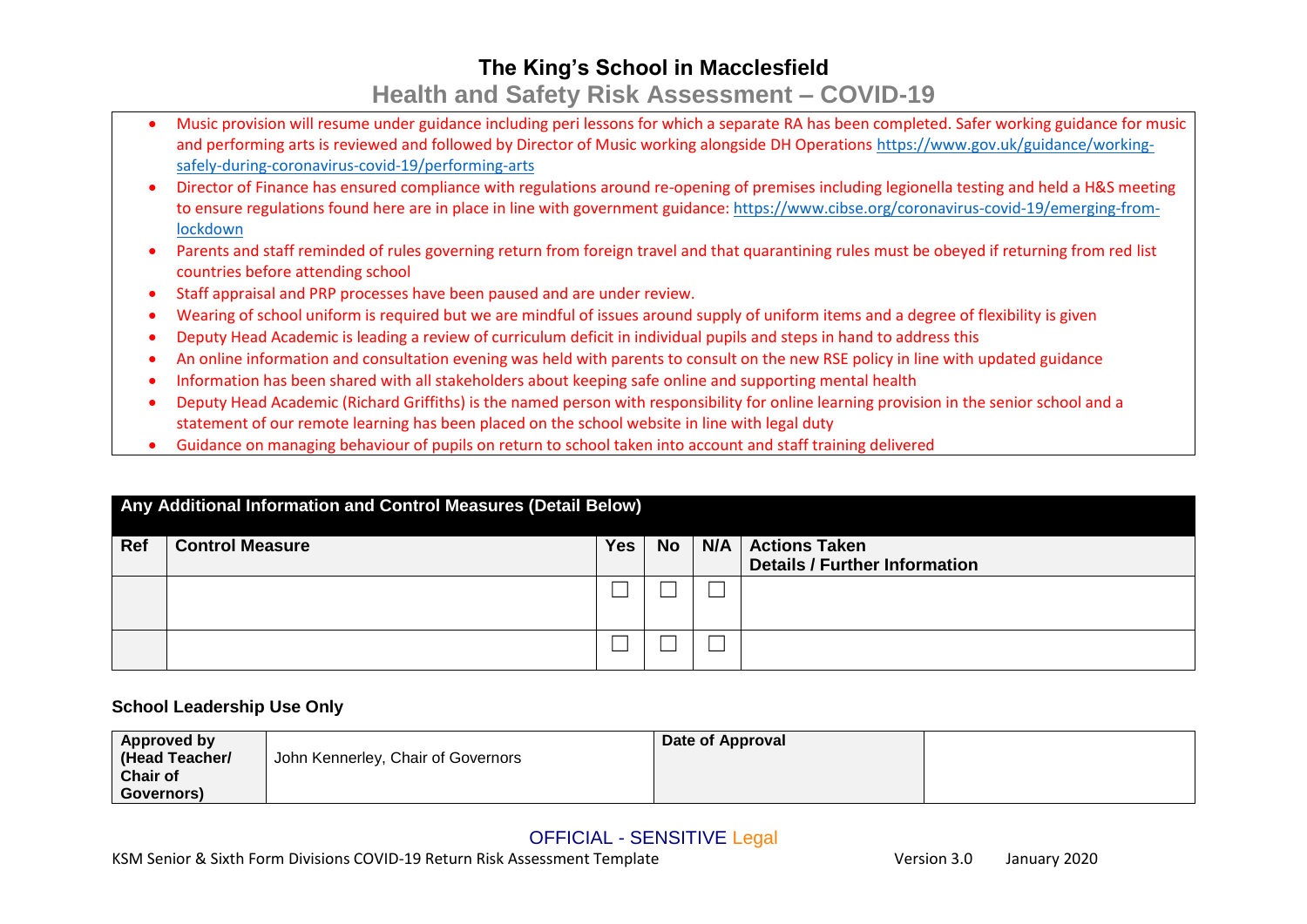# The King's School in Macclesfield

## Health and Safety Risk Assessment – COVID-19

- Music provision will resume under guidance including peri lessons for which a separate RA has been completed. Safer working guidance for music and performing arts is reviewed and followed by Director of Music working alongside DH Operations https://www.gov.uk/guidance/working-safely-during-coronavirus-covid-19/performing-arts
- Director of Finance has ensured compliance with regulations around re-opening of premises including legionella testing and held a H&S meeting to ensure regulations found here are in place in line with government guidance: https://www.cibse.org/coronavirus-covid-19/emerging-from-lockdown
- Parents and staff reminded of rules governing return from foreign travel and that quarantining rules must be obeyed if returning from red list countries before attending school
- Staff appraisal and PRP processes have been paused and are under review.
- Wearing of school uniform is required but we are mindful of issues around supply of uniform items and a degree of flexibility is given
- Deputy Head Academic is leading a review of curriculum deficit in individual pupils and steps in hand to address this
- An online information and consultation evening was held with parents to consult on the new RSE policy in line with updated guidance
- Information has been shared with all stakeholders about keeping safe online and supporting mental health
- Deputy Head Academic (Richard Griffiths) is the named person with responsibility for online learning provision in the senior school and a statement of our remote learning has been placed on the school website in line with legal duty
- Guidance on managing behaviour of pupils on return to school taken into account and staff training delivered

| **Any Additional Information and Control Measures (Detail Below)** | | | | | |
|---|---|---|---|---|---|
| **Ref** | **Control Measure** | **Yes** | **No** | **N/A** | **Actions Taken Details / Further Information** |
| | | ☐ | ☐ | ☐ | |
| | | ☐ | ☐ | ☐ | |

**School Leadership Use Only**

| **Approved by (Head Teacher/ Chair of Governors)** | John Kennerley, Chair of Governors | **Date of Approval** | |
|---|---|---|---|

OFFICIAL - SENSITIVE Legal

KSM Senior & Sixth Form Divisions COVID-19 Return Risk Assessment Template Version 3.0 January 2020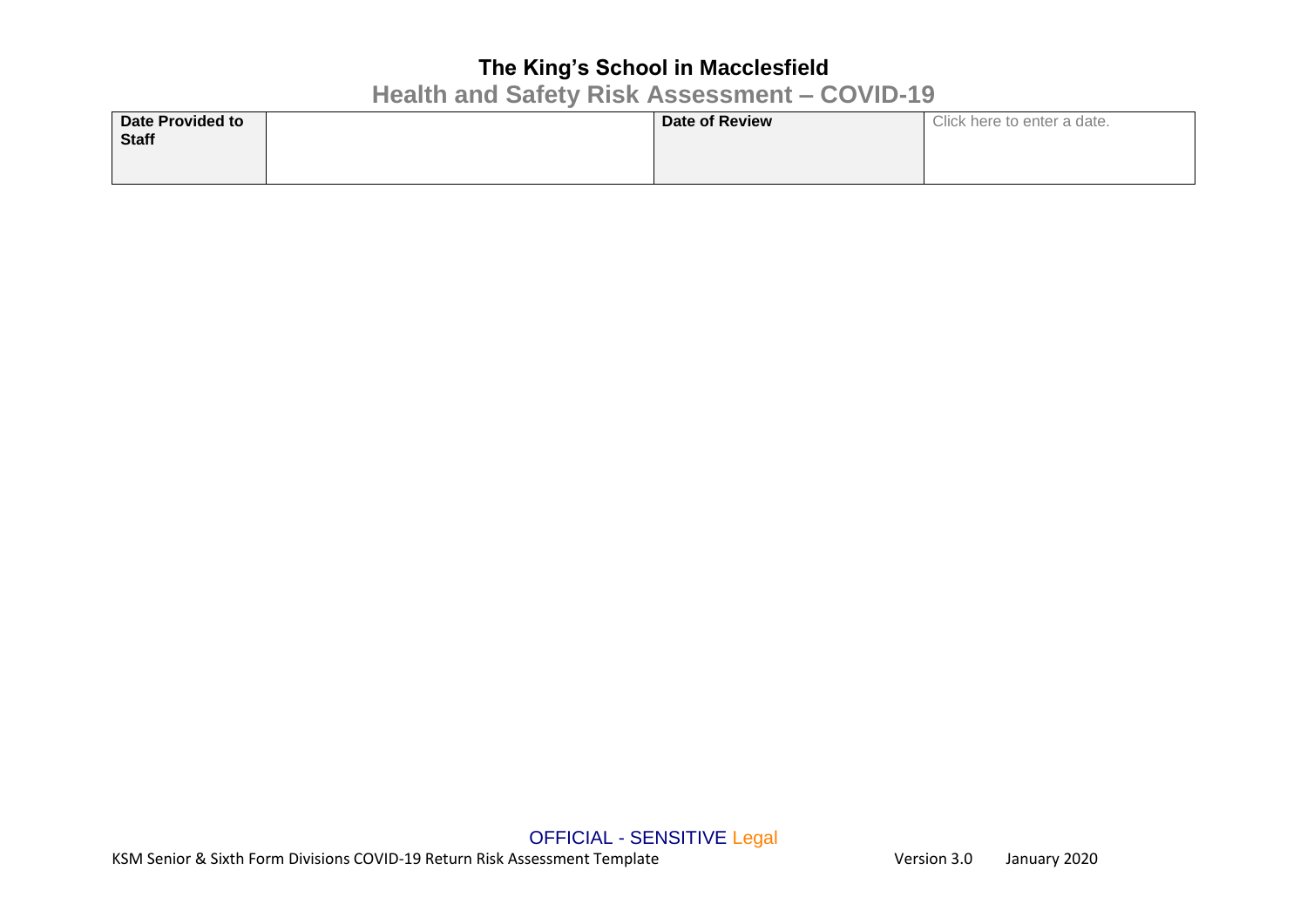# The King's School in Macclesfield

## Health and Safety Risk Assessment – COVID-19

| | | | |
|---|---|---|---|
| **Date Provided to Staff** | | **Date of Review** | Click here to enter a date. |